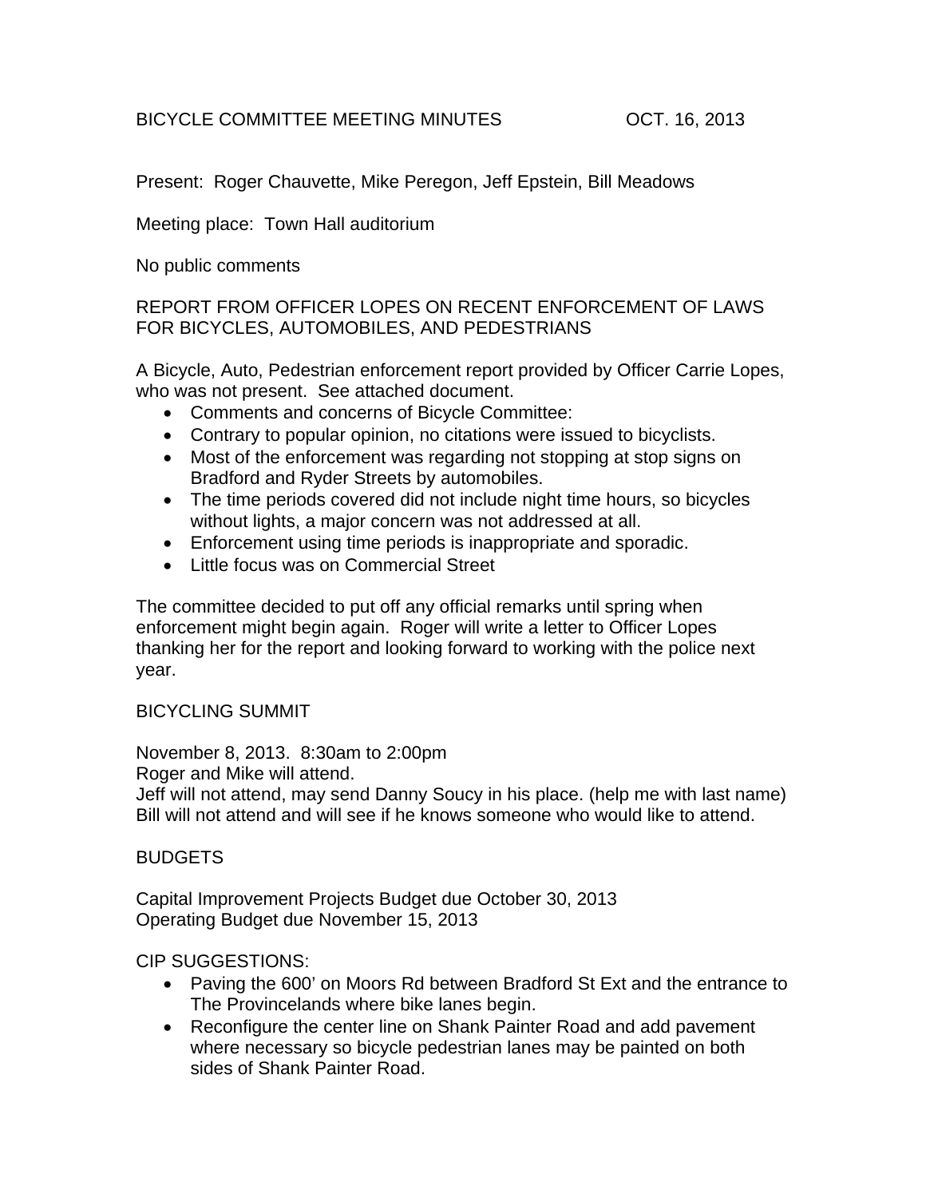# BICYCLE COMMITTEE MEETING MINUTES OCT. 16, 2013

Present: Roger Chauvette, Mike Peregon, Jeff Epstein, Bill Meadows

Meeting place: Town Hall auditorium

No public comments

## REPORT FROM OFFICER LOPES ON RECENT ENFORCEMENT OF LAWS FOR BICYCLES, AUTOMOBILES, AND PEDESTRIANS

A Bicycle, Auto, Pedestrian enforcement report provided by Officer Carrie Lopes, who was not present. See attached document.

- Comments and concerns of Bicycle Committee:
- Contrary to popular opinion, no citations were issued to bicyclists.
- Most of the enforcement was regarding not stopping at stop signs on Bradford and Ryder Streets by automobiles.
- The time periods covered did not include night time hours, so bicycles without lights, a major concern was not addressed at all.
- Enforcement using time periods is inappropriate and sporadic.
- Little focus was on Commercial Street

The committee decided to put off any official remarks until spring when enforcement might begin again. Roger will write a letter to Officer Lopes thanking her for the report and looking forward to working with the police next year.

## BICYCLING SUMMIT

November 8, 2013. 8:30am to 2:00pm
Roger and Mike will attend.
Jeff will not attend, may send Danny Soucy in his place. (help me with last name)
Bill will not attend and will see if he knows someone who would like to attend.

## BUDGETS

Capital Improvement Projects Budget due October 30, 2013
Operating Budget due November 15, 2013

CIP SUGGESTIONS:

- Paving the 600' on Moors Rd between Bradford St Ext and the entrance to The Provincelands where bike lanes begin.
- Reconfigure the center line on Shank Painter Road and add pavement where necessary so bicycle pedestrian lanes may be painted on both sides of Shank Painter Road.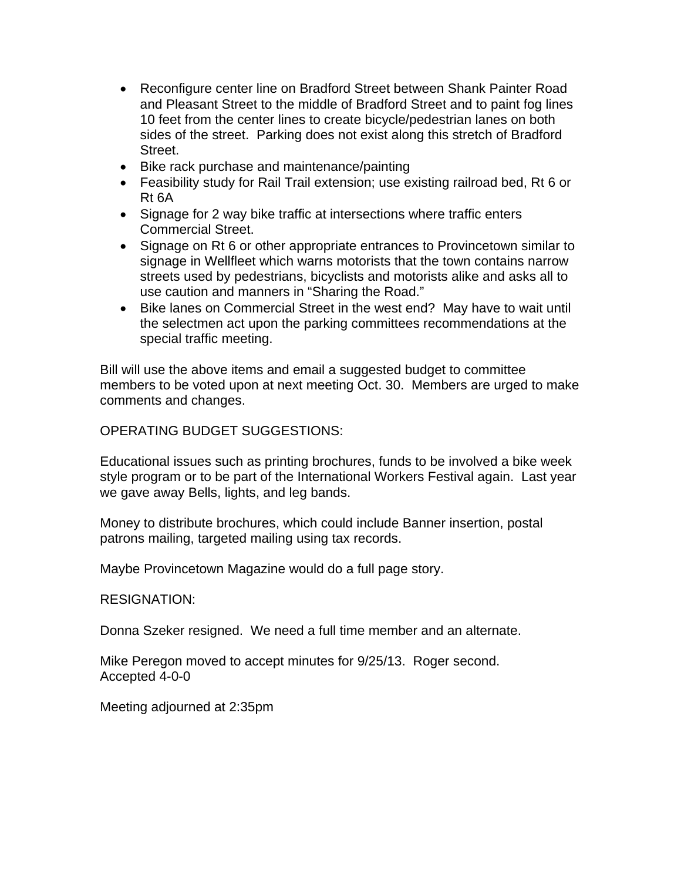- Reconfigure center line on Bradford Street between Shank Painter Road and Pleasant Street to the middle of Bradford Street and to paint fog lines 10 feet from the center lines to create bicycle/pedestrian lanes on both sides of the street. Parking does not exist along this stretch of Bradford Street.
- Bike rack purchase and maintenance/painting
- Feasibility study for Rail Trail extension; use existing railroad bed, Rt 6 or Rt 6A
- Signage for 2 way bike traffic at intersections where traffic enters Commercial Street.
- Signage on Rt 6 or other appropriate entrances to Provincetown similar to signage in Wellfleet which warns motorists that the town contains narrow streets used by pedestrians, bicyclists and motorists alike and asks all to use caution and manners in "Sharing the Road."
- Bike lanes on Commercial Street in the west end? May have to wait until the selectmen act upon the parking committees recommendations at the special traffic meeting.

Bill will use the above items and email a suggested budget to committee members to be voted upon at next meeting Oct. 30. Members are urged to make comments and changes.

OPERATING BUDGET SUGGESTIONS:

Educational issues such as printing brochures, funds to be involved a bike week style program or to be part of the International Workers Festival again. Last year we gave away Bells, lights, and leg bands.

Money to distribute brochures, which could include Banner insertion, postal patrons mailing, targeted mailing using tax records.

Maybe Provincetown Magazine would do a full page story.

RESIGNATION:

Donna Szeker resigned. We need a full time member and an alternate.

Mike Peregon moved to accept minutes for 9/25/13. Roger second.
Accepted 4-0-0

Meeting adjourned at 2:35pm